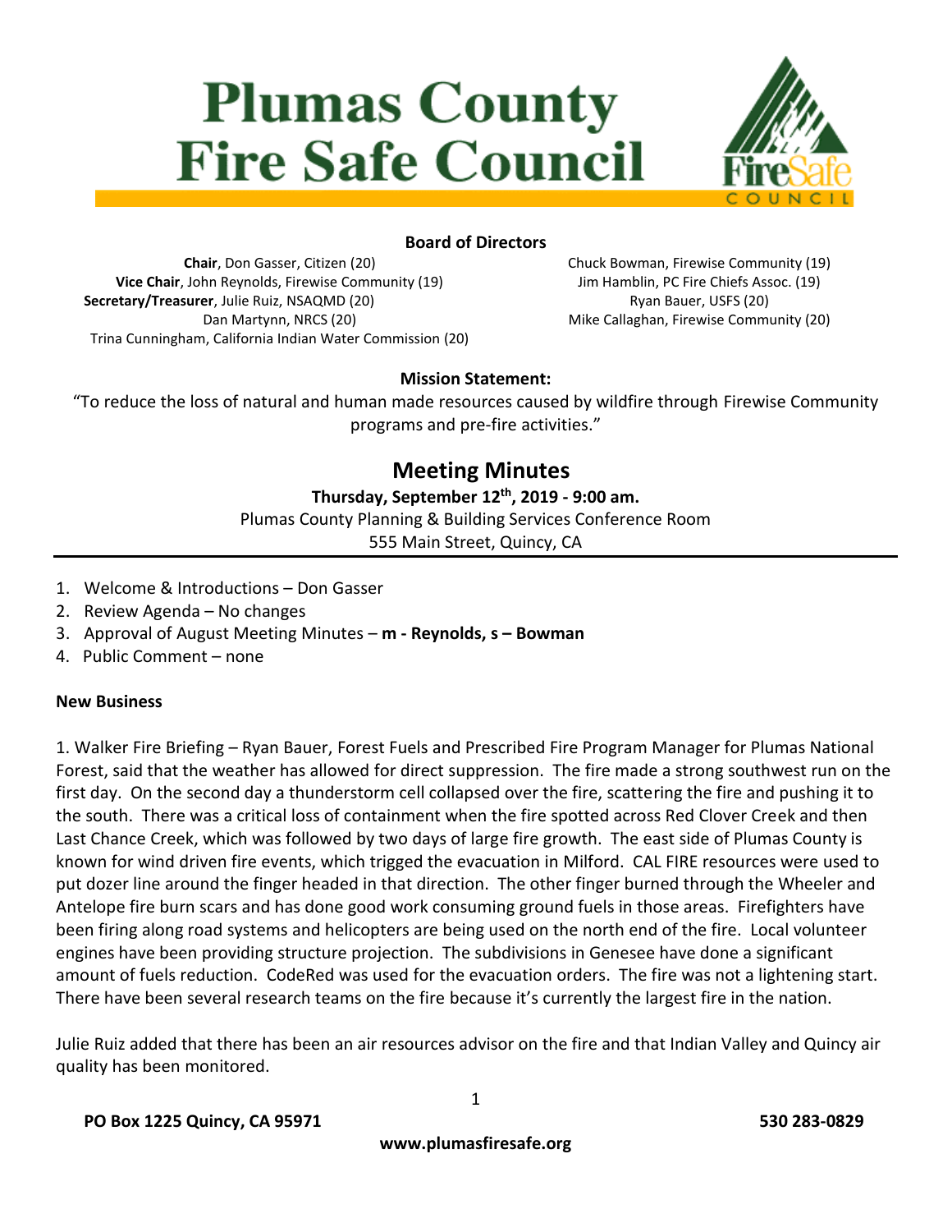# Plumas County Fire Safe Council

**Board of Directors**

**Chair**, Don Gasser, Citizen (20)
**Vice Chair**, John Reynolds, Firewise Community (19)
**Secretary/Treasurer**, Julie Ruiz, NSAQMD (20)
Dan Martynn, NRCS (20)
Trina Cunningham, California Indian Water Commission (20)
Chuck Bowman, Firewise Community (19)
Jim Hamblin, PC Fire Chiefs Assoc. (19)
Ryan Bauer, USFS (20)
Mike Callaghan, Firewise Community (20)

**Mission Statement:**

"To reduce the loss of natural and human made resources caused by wildfire through Firewise Community programs and pre-fire activities."

## Meeting Minutes

**Thursday, September 12th, 2019 - 9:00 am.**
Plumas County Planning & Building Services Conference Room
555 Main Street, Quincy, CA

1. Welcome & Introductions – Don Gasser
2. Review Agenda – No changes
3. Approval of August Meeting Minutes – **m - Reynolds, s – Bowman**
4. Public Comment – none

**New Business**

1. Walker Fire Briefing – Ryan Bauer, Forest Fuels and Prescribed Fire Program Manager for Plumas National Forest, said that the weather has allowed for direct suppression. The fire made a strong southwest run on the first day. On the second day a thunderstorm cell collapsed over the fire, scattering the fire and pushing it to the south. There was a critical loss of containment when the fire spotted across Red Clover Creek and then Last Chance Creek, which was followed by two days of large fire growth. The east side of Plumas County is known for wind driven fire events, which trigged the evacuation in Milford. CAL FIRE resources were used to put dozer line around the finger headed in that direction. The other finger burned through the Wheeler and Antelope fire burn scars and has done good work consuming ground fuels in those areas. Firefighters have been firing along road systems and helicopters are being used on the north end of the fire. Local volunteer engines have been providing structure projection. The subdivisions in Genesee have done a significant amount of fuels reduction. CodeRed was used for the evacuation orders. The fire was not a lightening start. There have been several research teams on the fire because it's currently the largest fire in the nation.

Julie Ruiz added that there has been an air resources advisor on the fire and that Indian Valley and Quincy air quality has been monitored.

**PO Box 1225 Quincy, CA 95971** **530 283-0829**

**www.plumasfiresafe.org**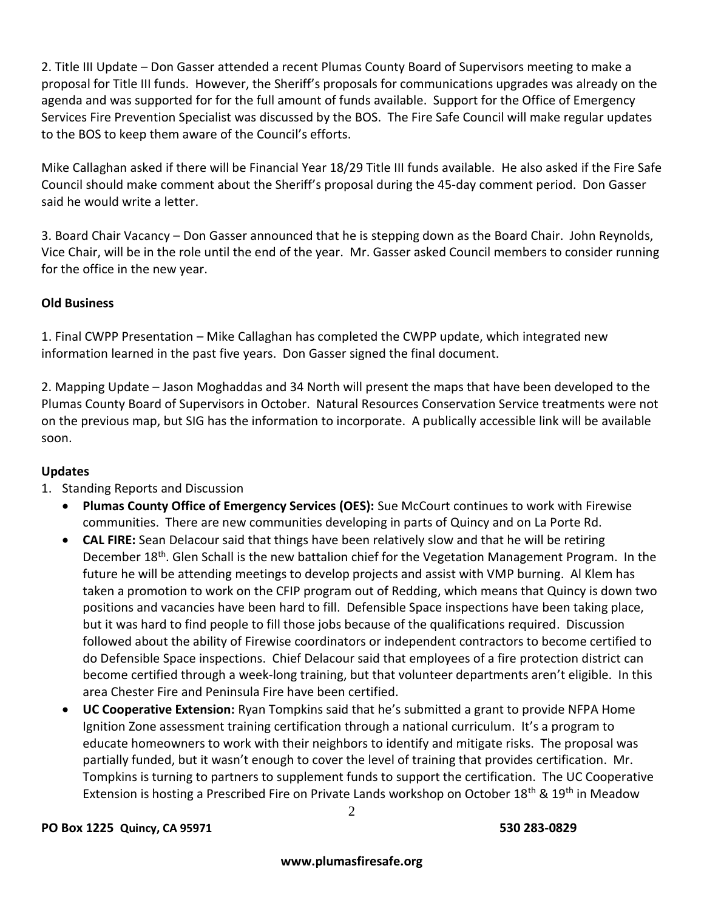2. Title III Update – Don Gasser attended a recent Plumas County Board of Supervisors meeting to make a proposal for Title III funds. However, the Sheriff's proposals for communications upgrades was already on the agenda and was supported for for the full amount of funds available. Support for the Office of Emergency Services Fire Prevention Specialist was discussed by the BOS. The Fire Safe Council will make regular updates to the BOS to keep them aware of the Council's efforts.

Mike Callaghan asked if there will be Financial Year 18/29 Title III funds available. He also asked if the Fire Safe Council should make comment about the Sheriff's proposal during the 45-day comment period. Don Gasser said he would write a letter.

3. Board Chair Vacancy – Don Gasser announced that he is stepping down as the Board Chair. John Reynolds, Vice Chair, will be in the role until the end of the year. Mr. Gasser asked Council members to consider running for the office in the new year.

**Old Business**

1. Final CWPP Presentation – Mike Callaghan has completed the CWPP update, which integrated new information learned in the past five years. Don Gasser signed the final document.

2. Mapping Update – Jason Moghaddas and 34 North will present the maps that have been developed to the Plumas County Board of Supervisors in October. Natural Resources Conservation Service treatments were not on the previous map, but SIG has the information to incorporate. A publically accessible link will be available soon.

**Updates**

1. Standing Reports and Discussion
   - **Plumas County Office of Emergency Services (OES):** Sue McCourt continues to work with Firewise communities. There are new communities developing in parts of Quincy and on La Porte Rd.
   - **CAL FIRE:** Sean Delacour said that things have been relatively slow and that he will be retiring December 18th. Glen Schall is the new battalion chief for the Vegetation Management Program. In the future he will be attending meetings to develop projects and assist with VMP burning. Al Klem has taken a promotion to work on the CFIP program out of Redding, which means that Quincy is down two positions and vacancies have been hard to fill. Defensible Space inspections have been taking place, but it was hard to find people to fill those jobs because of the qualifications required. Discussion followed about the ability of Firewise coordinators or independent contractors to become certified to do Defensible Space inspections. Chief Delacour said that employees of a fire protection district can become certified through a week-long training, but that volunteer departments aren't eligible. In this area Chester Fire and Peninsula Fire have been certified.
   - **UC Cooperative Extension:** Ryan Tompkins said that he's submitted a grant to provide NFPA Home Ignition Zone assessment training certification through a national curriculum. It's a program to educate homeowners to work with their neighbors to identify and mitigate risks. The proposal was partially funded, but it wasn't enough to cover the level of training that provides certification. Mr. Tompkins is turning to partners to supplement funds to support the certification. The UC Cooperative Extension is hosting a Prescribed Fire on Private Lands workshop on October 18th & 19th in Meadow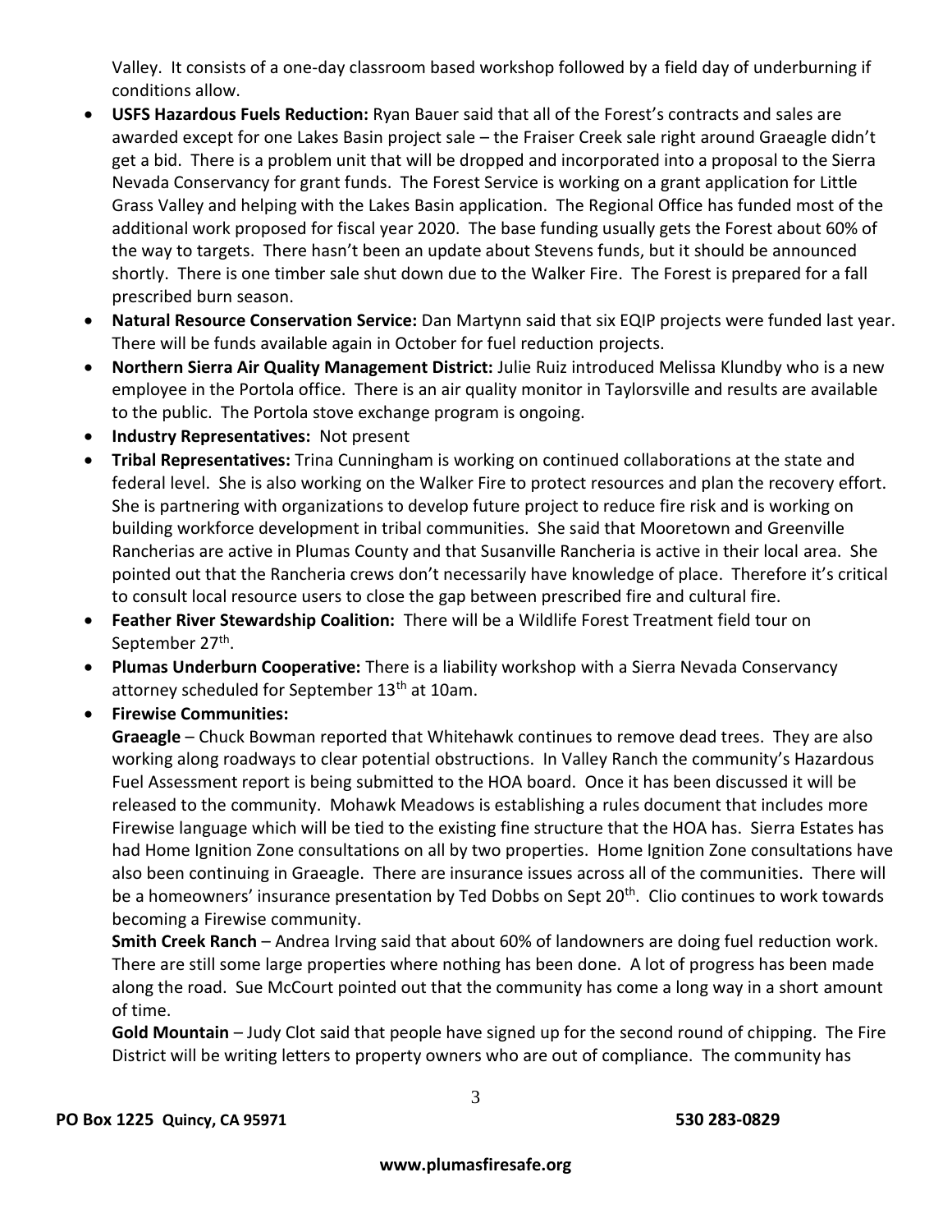Valley. It consists of a one-day classroom based workshop followed by a field day of underburning if conditions allow.

- **USFS Hazardous Fuels Reduction:** Ryan Bauer said that all of the Forest's contracts and sales are awarded except for one Lakes Basin project sale – the Fraiser Creek sale right around Graeagle didn't get a bid. There is a problem unit that will be dropped and incorporated into a proposal to the Sierra Nevada Conservancy for grant funds. The Forest Service is working on a grant application for Little Grass Valley and helping with the Lakes Basin application. The Regional Office has funded most of the additional work proposed for fiscal year 2020. The base funding usually gets the Forest about 60% of the way to targets. There hasn't been an update about Stevens funds, but it should be announced shortly. There is one timber sale shut down due to the Walker Fire. The Forest is prepared for a fall prescribed burn season.
- **Natural Resource Conservation Service:** Dan Martynn said that six EQIP projects were funded last year. There will be funds available again in October for fuel reduction projects.
- **Northern Sierra Air Quality Management District:** Julie Ruiz introduced Melissa Klundby who is a new employee in the Portola office. There is an air quality monitor in Taylorsville and results are available to the public. The Portola stove exchange program is ongoing.
- **Industry Representatives:** Not present
- **Tribal Representatives:** Trina Cunningham is working on continued collaborations at the state and federal level. She is also working on the Walker Fire to protect resources and plan the recovery effort. She is partnering with organizations to develop future project to reduce fire risk and is working on building workforce development in tribal communities. She said that Mooretown and Greenville Rancherias are active in Plumas County and that Susanville Rancheria is active in their local area. She pointed out that the Rancheria crews don't necessarily have knowledge of place. Therefore it's critical to consult local resource users to close the gap between prescribed fire and cultural fire.
- **Feather River Stewardship Coalition:** There will be a Wildlife Forest Treatment field tour on September 27th.
- **Plumas Underburn Cooperative:** There is a liability workshop with a Sierra Nevada Conservancy attorney scheduled for September 13th at 10am.
- **Firewise Communities:**

  **Graeagle** – Chuck Bowman reported that Whitehawk continues to remove dead trees. They are also working along roadways to clear potential obstructions. In Valley Ranch the community's Hazardous Fuel Assessment report is being submitted to the HOA board. Once it has been discussed it will be released to the community. Mohawk Meadows is establishing a rules document that includes more Firewise language which will be tied to the existing fine structure that the HOA has. Sierra Estates has had Home Ignition Zone consultations on all by two properties. Home Ignition Zone consultations have also been continuing in Graeagle. There are insurance issues across all of the communities. There will be a homeowners' insurance presentation by Ted Dobbs on Sept 20th. Clio continues to work towards becoming a Firewise community.

  **Smith Creek Ranch** – Andrea Irving said that about 60% of landowners are doing fuel reduction work. There are still some large properties where nothing has been done. A lot of progress has been made along the road. Sue McCourt pointed out that the community has come a long way in a short amount of time.

  **Gold Mountain** – Judy Clot said that people have signed up for the second round of chipping. The Fire District will be writing letters to property owners who are out of compliance. The community has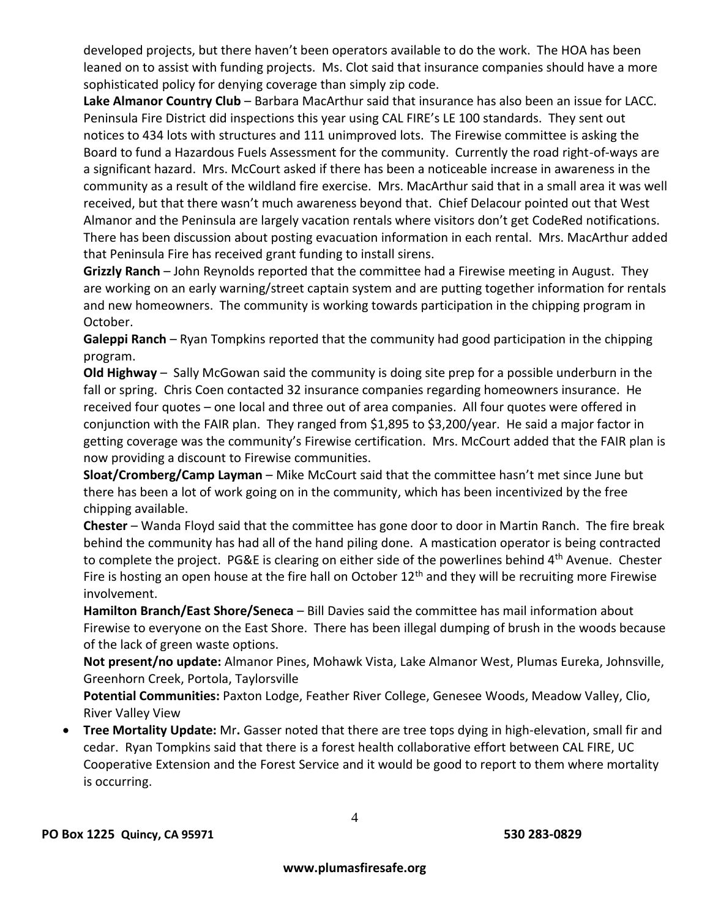developed projects, but there haven't been operators available to do the work. The HOA has been leaned on to assist with funding projects. Ms. Clot said that insurance companies should have a more sophisticated policy for denying coverage than simply zip code.

**Lake Almanor Country Club** – Barbara MacArthur said that insurance has also been an issue for LACC. Peninsula Fire District did inspections this year using CAL FIRE's LE 100 standards. They sent out notices to 434 lots with structures and 111 unimproved lots. The Firewise committee is asking the Board to fund a Hazardous Fuels Assessment for the community. Currently the road right-of-ways are a significant hazard. Mrs. McCourt asked if there has been a noticeable increase in awareness in the community as a result of the wildland fire exercise. Mrs. MacArthur said that in a small area it was well received, but that there wasn't much awareness beyond that. Chief Delacour pointed out that West Almanor and the Peninsula are largely vacation rentals where visitors don't get CodeRed notifications. There has been discussion about posting evacuation information in each rental. Mrs. MacArthur added that Peninsula Fire has received grant funding to install sirens.

**Grizzly Ranch** – John Reynolds reported that the committee had a Firewise meeting in August. They are working on an early warning/street captain system and are putting together information for rentals and new homeowners. The community is working towards participation in the chipping program in October.

**Galeppi Ranch** – Ryan Tompkins reported that the community had good participation in the chipping program.

**Old Highway** – Sally McGowan said the community is doing site prep for a possible underburn in the fall or spring. Chris Coen contacted 32 insurance companies regarding homeowners insurance. He received four quotes – one local and three out of area companies. All four quotes were offered in conjunction with the FAIR plan. They ranged from $1,895 to $3,200/year. He said a major factor in getting coverage was the community's Firewise certification. Mrs. McCourt added that the FAIR plan is now providing a discount to Firewise communities.

**Sloat/Cromberg/Camp Layman** – Mike McCourt said that the committee hasn't met since June but there has been a lot of work going on in the community, which has been incentivized by the free chipping available.

**Chester** – Wanda Floyd said that the committee has gone door to door in Martin Ranch. The fire break behind the community has had all of the hand piling done. A mastication operator is being contracted to complete the project. PG&E is clearing on either side of the powerlines behind 4th Avenue. Chester Fire is hosting an open house at the fire hall on October 12th and they will be recruiting more Firewise involvement.

**Hamilton Branch/East Shore/Seneca** – Bill Davies said the committee has mail information about Firewise to everyone on the East Shore. There has been illegal dumping of brush in the woods because of the lack of green waste options.

**Not present/no update:** Almanor Pines, Mohawk Vista, Lake Almanor West, Plumas Eureka, Johnsville, Greenhorn Creek, Portola, Taylorsville

**Potential Communities:** Paxton Lodge, Feather River College, Genesee Woods, Meadow Valley, Clio, River Valley View

- **Tree Mortality Update:** Mr**.** Gasser noted that there are tree tops dying in high-elevation, small fir and cedar. Ryan Tompkins said that there is a forest health collaborative effort between CAL FIRE, UC Cooperative Extension and the Forest Service and it would be good to report to them where mortality is occurring.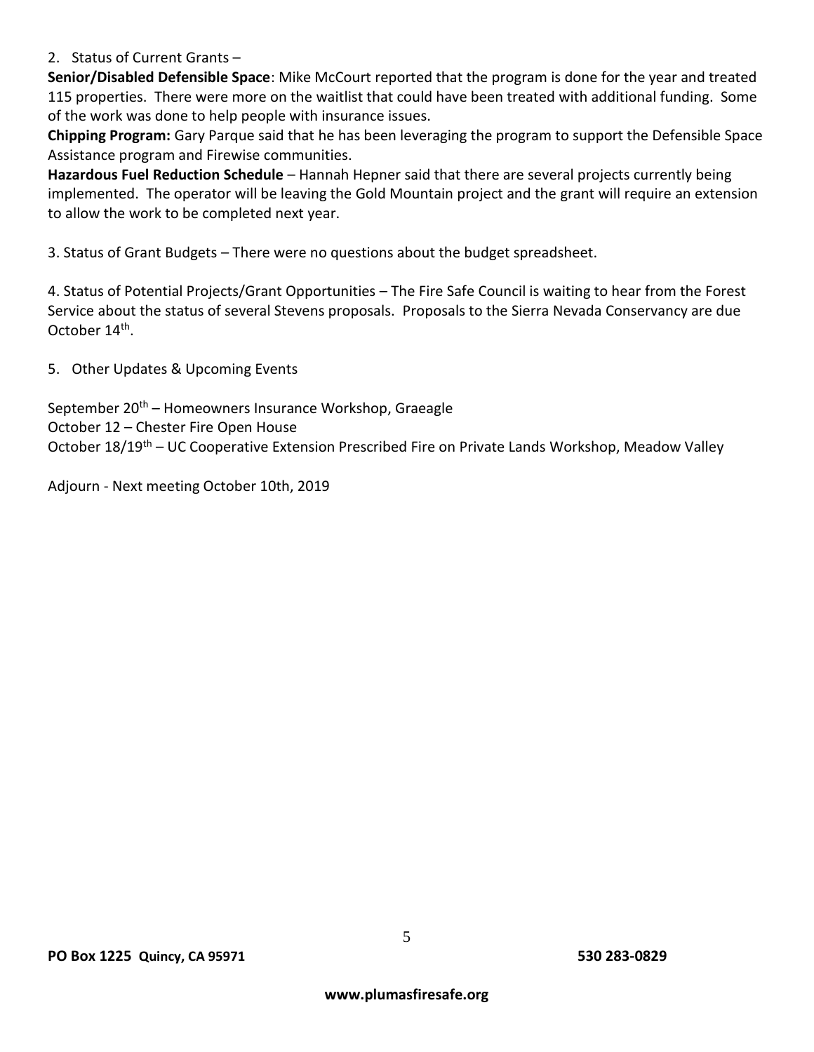2. Status of Current Grants –

**Senior/Disabled Defensible Space**: Mike McCourt reported that the program is done for the year and treated 115 properties. There were more on the waitlist that could have been treated with additional funding. Some of the work was done to help people with insurance issues.

**Chipping Program:** Gary Parque said that he has been leveraging the program to support the Defensible Space Assistance program and Firewise communities.

**Hazardous Fuel Reduction Schedule** – Hannah Hepner said that there are several projects currently being implemented. The operator will be leaving the Gold Mountain project and the grant will require an extension to allow the work to be completed next year.

3. Status of Grant Budgets – There were no questions about the budget spreadsheet.

4. Status of Potential Projects/Grant Opportunities – The Fire Safe Council is waiting to hear from the Forest Service about the status of several Stevens proposals. Proposals to the Sierra Nevada Conservancy are due October 14th.

5. Other Updates & Upcoming Events

September 20th – Homeowners Insurance Workshop, Graeagle
October 12 – Chester Fire Open House
October 18/19th – UC Cooperative Extension Prescribed Fire on Private Lands Workshop, Meadow Valley

Adjourn - Next meeting October 10th, 2019

**PO Box 1225 Quincy, CA 95971** **530 283-0829**

**www.plumasfiresafe.org**